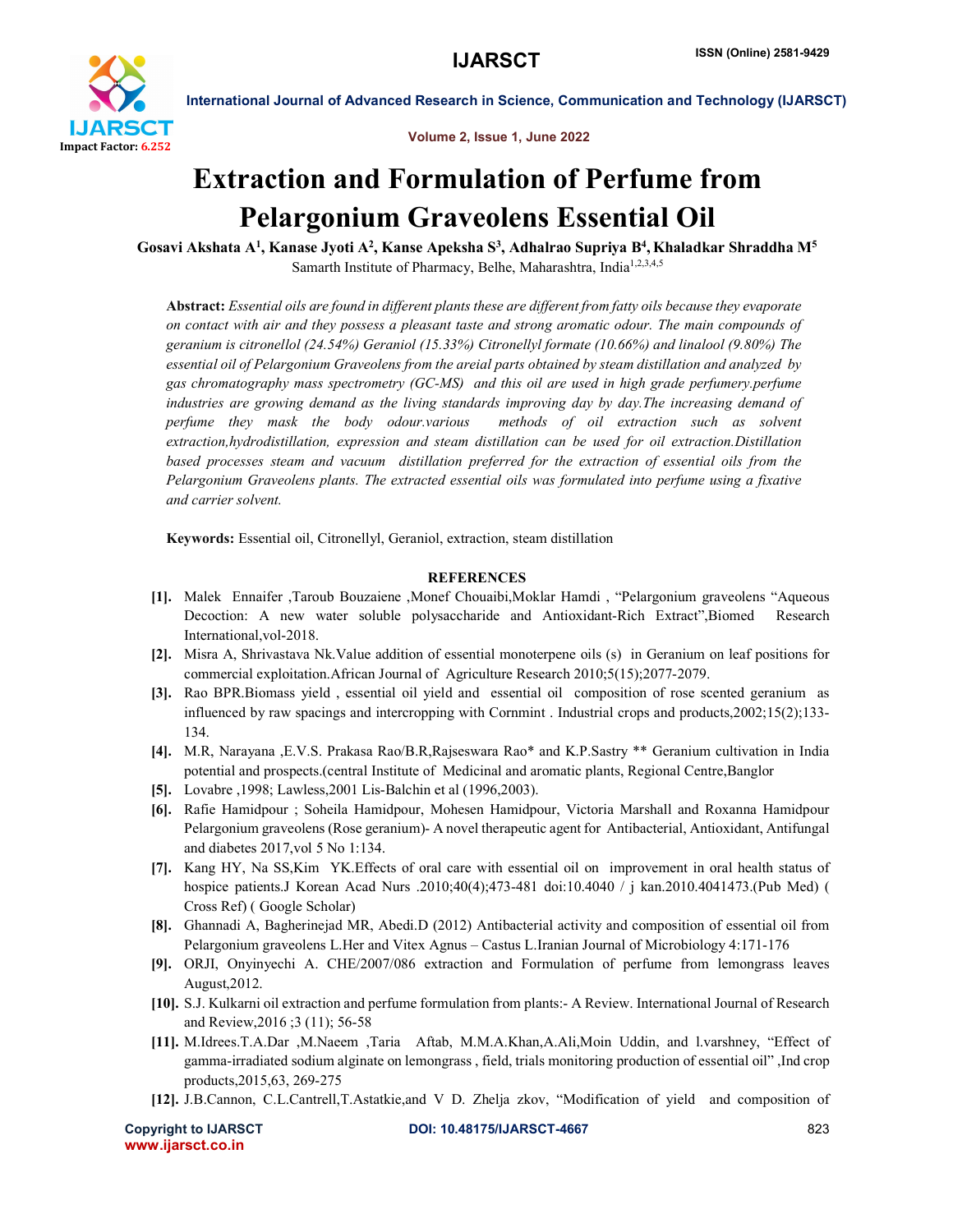# Extraction and Formulation of Perfume from Pelargonium Graveolens Essential Oil

**Gosavi Akshata A[1], Kanase Jyoti A[2], Kanse Apeksha S[3], Adhalrao Supriya B[4], Khaladkar Shraddha M[5]**

Samarth Institute of Pharmacy, Belhe, Maharashtra, India[1,2,3,4,5]

**Abstract:** *Essential oils are found in different plants these are different from fatty oils because they evaporate on contact with air and they possess a pleasant taste and strong aromatic odour. The main compounds of geranium is citronellol (24.54%) Geraniol (15.33%) Citronellyl formate (10.66%) and linalool (9.80%) The essential oil of Pelargonium Graveolens from the areial parts obtained by steam distillation and analyzed by gas chromatography mass spectrometry (GC-MS) and this oil are used in high grade perfumery.perfume industries are growing demand as the living standards improving day by day.The increasing demand of perfume they mask the body odour.various methods of oil extraction such as solvent extraction,hydrodistillation, expression and steam distillation can be used for oil extraction.Distillation based processes steam and vacuum distillation preferred for the extraction of essential oils from the Pelargonium Graveolens plants. The extracted essential oils was formulated into perfume using a fixative and carrier solvent.*

**Keywords:** Essential oil, Citronellyl, Geraniol, extraction, steam distillation

## REFERENCES

[1]. Malek Ennaifer ,Taroub Bouzaiene ,Monef Chouaibi,Moklar Hamdi , "Pelargonium graveolens "Aqueous Decoction: A new water soluble polysaccharide and Antioxidant-Rich Extract",Biomed Research International,vol-2018.

[2]. Misra A, Shrivastava Nk.Value addition of essential monoterpene oils (s) in Geranium on leaf positions for commercial exploitation.African Journal of Agriculture Research 2010;5(15);2077-2079.

[3]. Rao BPR.Biomass yield , essential oil yield and essential oil composition of rose scented geranium as influenced by raw spacings and intercropping with Cornmint . Industrial crops and products,2002;15(2);133-134.

[4]. M.R, Narayana ,E.V.S. Prakasa Rao/B.R,Rajseswara Rao* and K.P.Sastry ** Geranium cultivation in India potential and prospects.(central Institute of Medicinal and aromatic plants, Regional Centre,Banglor

[5]. Lovabre ,1998; Lawless,2001 Lis-Balchin et al (1996,2003).

[6]. Rafie Hamidpour ; Soheila Hamidpour, Mohesen Hamidpour, Victoria Marshall and Roxanna Hamidpour Pelargonium graveolens (Rose geranium)- A novel therapeutic agent for Antibacterial, Antioxidant, Antifungal and diabetes 2017,vol 5 No 1:134.

[7]. Kang HY, Na SS,Kim YK.Effects of oral care with essential oil on improvement in oral health status of hospice patients.J Korean Acad Nurs .2010;40(4);473-481 doi:10.4040 / j kan.2010.4041473.(Pub Med) ( Cross Ref) ( Google Scholar)

[8]. Ghannadi A, Bagherinejad MR, Abedi.D (2012) Antibacterial activity and composition of essential oil from Pelargonium graveolens L.Her and Vitex Agnus – Castus L.Iranian Journal of Microbiology 4:171-176

[9]. ORJI, Onyinyechi A. CHE/2007/086 extraction and Formulation of perfume from lemongrass leaves August,2012.

[10]. S.J. Kulkarni oil extraction and perfume formulation from plants:- A Review. International Journal of Research and Review,2016 ;3 (11); 56-58

[11]. M.Idrees.T.A.Dar ,M.Naeem ,Taria Aftab, M.M.A.Khan,A.Ali,Moin Uddin, and l.varshney, "Effect of gamma-irradiated sodium alginate on lemongrass , field, trials monitoring production of essential oil" ,Ind crop products,2015,63, 269-275

[12]. J.B.Cannon, C.L.Cantrell,T.Astatkie,and V D. Zhelja zkov, "Modification of yield and composition of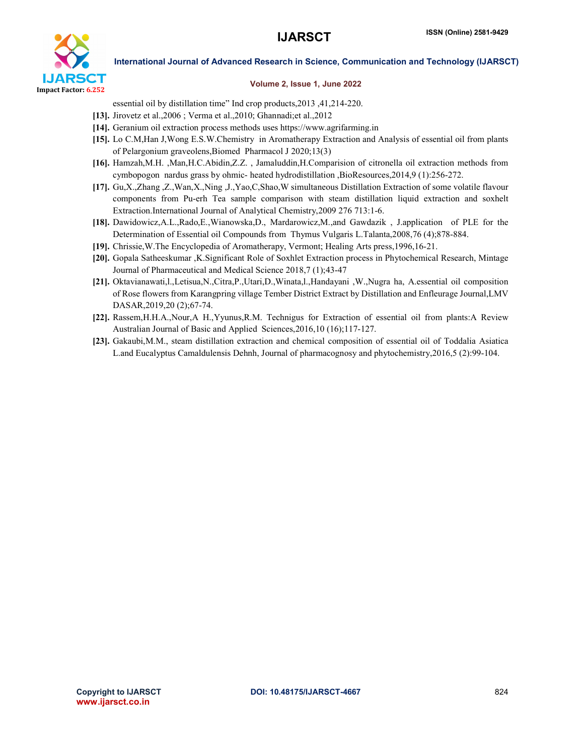essential oil by distillation time" Ind crop products,2013 ,41,214-220.

[13]. Jirovetz et al.,2006 ; Verma et al.,2010; Ghannadi;et al.,2012

[14]. Geranium oil extraction process methods uses https://www.agrifarming.in

[15]. Lo C.M,Han J,Wong E.S.W.Chemistry in Aromatherapy Extraction and Analysis of essential oil from plants of Pelargonium graveolens,Biomed Pharmacol J 2020;13(3)

[16]. Hamzah,M.H. ,Man,H.C.Abidin,Z.Z. , Jamaluddin,H.Comparision of citronella oil extraction methods from cymbopogon nardus grass by ohmic- heated hydrodistillation ,BioResources,2014,9 (1):256-272.

[17]. Gu,X.,Zhang ,Z.,Wan,X.,Ning ,J.,Yao,C,Shao,W simultaneous Distillation Extraction of some volatile flavour components from Pu-erh Tea sample comparison with steam distillation liquid extraction and soxhelt Extraction.International Journal of Analytical Chemistry,2009 276 713:1-6.

[18]. Dawidowicz,A.L.,Rado,E.,Wianowska,D., Mardarowicz,M.,and Gawdazik , J.application of PLE for the Determination of Essential oil Compounds from Thymus Vulgaris L.Talanta,2008,76 (4);878-884.

[19]. Chrissie,W.The Encyclopedia of Aromatherapy, Vermont; Healing Arts press,1996,16-21.

[20]. Gopala Satheeskumar ,K.Significant Role of Soxhlet Extraction process in Phytochemical Research, Mintage Journal of Pharmaceutical and Medical Science 2018,7 (1);43-47

[21]. Oktavianawati,l.,Letisua,N.,Citra,P.,Utari,D.,Winata,l.,Handayani ,W.,Nugra ha, A.essential oil composition of Rose flowers from Karangpring village Tember District Extract by Distillation and Enfleurage Journal,LMV DASAR,2019,20 (2);67-74.

[22]. Rassem,H.H.A.,Nour,A H.,Yyunus,R.M. Technigus for Extraction of essential oil from plants:A Review Australian Journal of Basic and Applied Sciences,2016,10 (16);117-127.

[23]. Gakaubi,M.M., steam distillation extraction and chemical composition of essential oil of Toddalia Asiatica L.and Eucalyptus Camaldulensis Dehnh, Journal of pharmacognosy and phytochemistry,2016,5 (2):99-104.